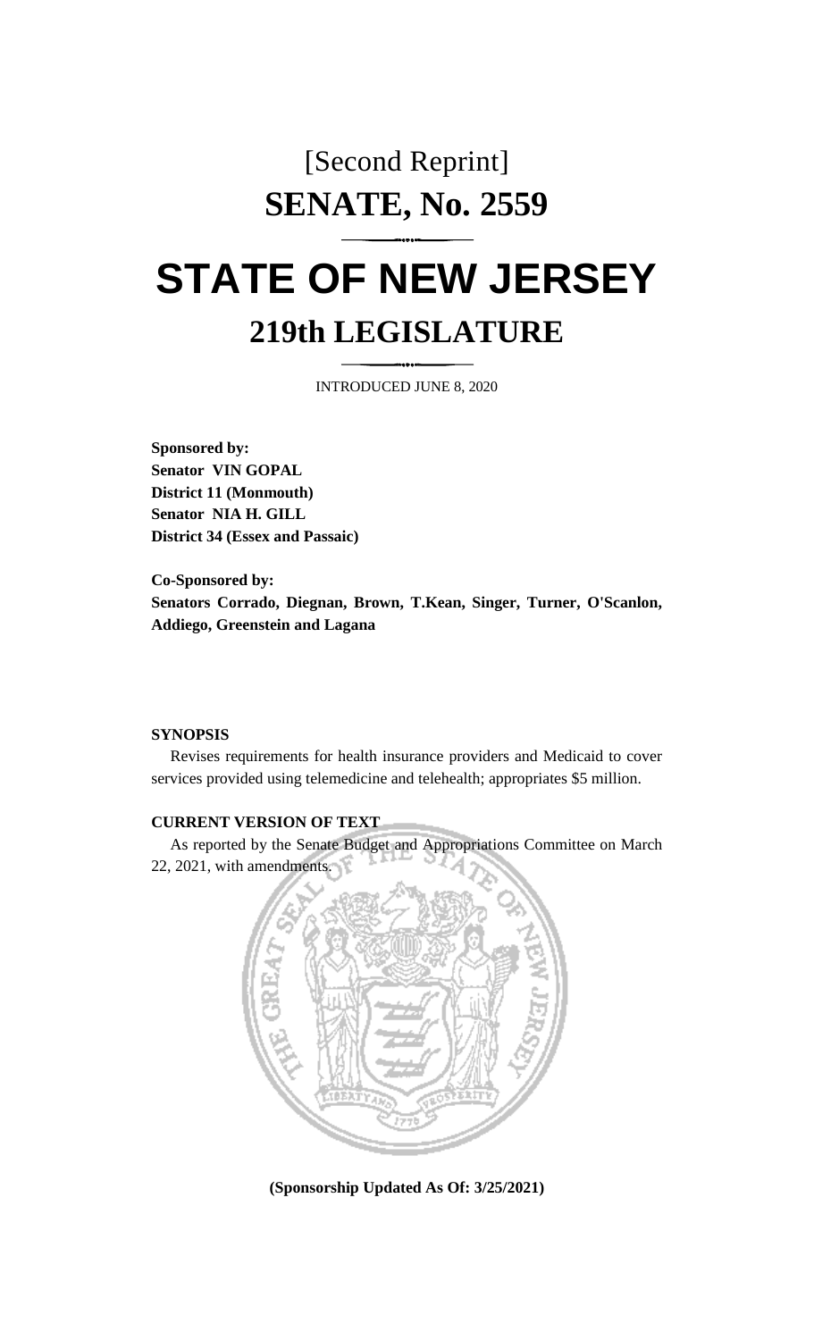[Second Reprint]

# SENATE, No. 2559

# STATE OF NEW JERSEY

## 219th LEGISLATURE

INTRODUCED JUNE 8, 2020

**Sponsored by:**
**Senator VIN GOPAL**
**District 11 (Monmouth)**
**Senator NIA H. GILL**
**District 34 (Essex and Passaic)**

**Co-Sponsored by:**
**Senators Corrado, Diegnan, Brown, T.Kean, Singer, Turner, O'Scanlon, Addiego, Greenstein and Lagana**

**SYNOPSIS**

Revises requirements for health insurance providers and Medicaid to cover services provided using telemedicine and telehealth; appropriates $5 million.

**CURRENT VERSION OF TEXT**

As reported by the Senate Budget and Appropriations Committee on March 22, 2021, with amendments.

**(Sponsorship Updated As Of: 3/25/2021)**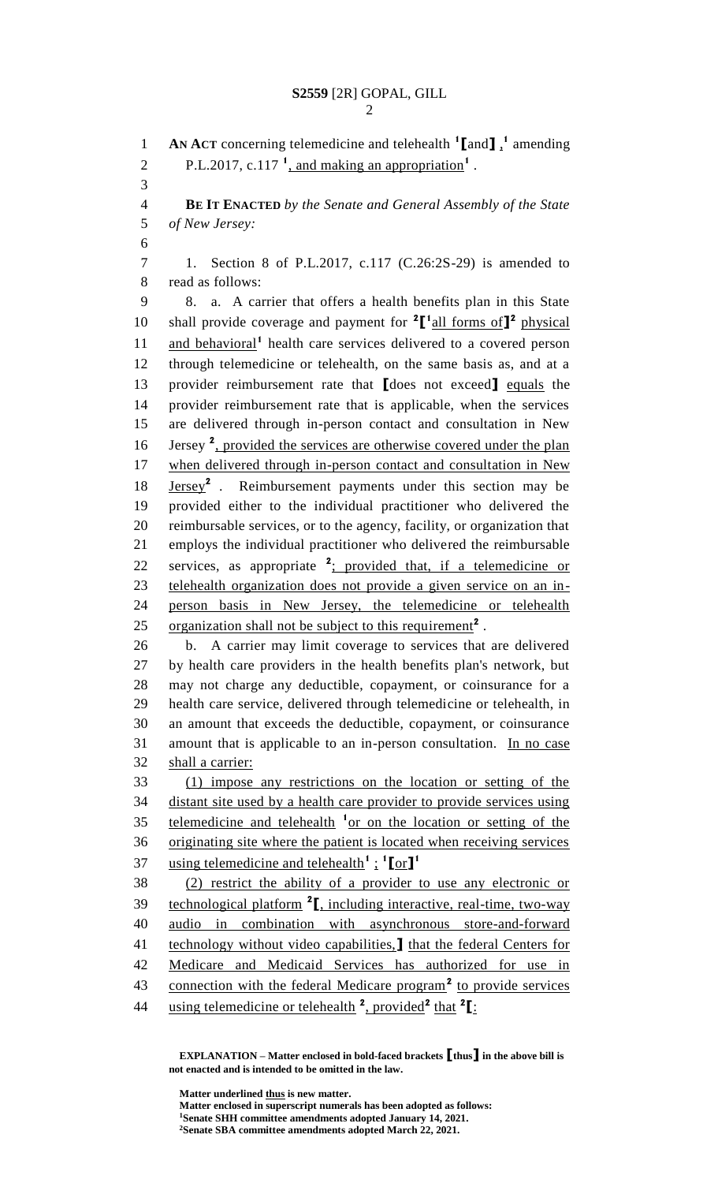**AN ACT** concerning telemedicine and telehealth [1]⟦and⟧,[1] amending P.L.2017, c.117 [1], and making an appropriation[1].

**BE IT ENACTED** *by the Senate and General Assembly of the State of New Jersey:*

1. Section 8 of P.L.2017, c.117 (C.26:2S-29) is amended to read as follows:

8. a. A carrier that offers a health benefits plan in this State shall provide coverage and payment for [2]⟦[1]all forms of⟧[2] physical and behavioral[1] health care services delivered to a covered person through telemedicine or telehealth, on the same basis as, and at a provider reimbursement rate that ⟦does not exceed⟧ equals the provider reimbursement rate that is applicable, when the services are delivered through in-person contact and consultation in New Jersey [2], provided the services are otherwise covered under the plan when delivered through in-person contact and consultation in New Jersey[2]. Reimbursement payments under this section may be provided either to the individual practitioner who delivered the reimbursable services, or to the agency, facility, or organization that employs the individual practitioner who delivered the reimbursable services, as appropriate [2]; provided that, if a telemedicine or telehealth organization does not provide a given service on an in-person basis in New Jersey, the telemedicine or telehealth organization shall not be subject to this requirement[2].

b. A carrier may limit coverage to services that are delivered by health care providers in the health benefits plan's network, but may not charge any deductible, copayment, or coinsurance for a health care service, delivered through telemedicine or telehealth, in an amount that exceeds the deductible, copayment, or coinsurance amount that is applicable to an in-person consultation. In no case shall a carrier:

(1) impose any restrictions on the location or setting of the distant site used by a health care provider to provide services using telemedicine and telehealth [1]or on the location or setting of the originating site where the patient is located when receiving services using telemedicine and telehealth[1]; [1]⟦or⟧[1]

(2) restrict the ability of a provider to use any electronic or technological platform [2]⟦, including interactive, real-time, two-way audio in combination with asynchronous store-and-forward technology without video capabilities,⟧ that the federal Centers for Medicare and Medicaid Services has authorized for use in connection with the federal Medicare program[2] to provide services using telemedicine or telehealth [2], provided[2] that [2]⟦:

**EXPLANATION – Matter enclosed in bold-faced brackets ⟦thus⟧ in the above bill is not enacted and is intended to be omitted in the law.**

Matter underlined thus is new matter.
Matter enclosed in superscript numerals has been adopted as follows:
[1]Senate SHH committee amendments adopted January 14, 2021.
[2]Senate SBA committee amendments adopted March 22, 2021.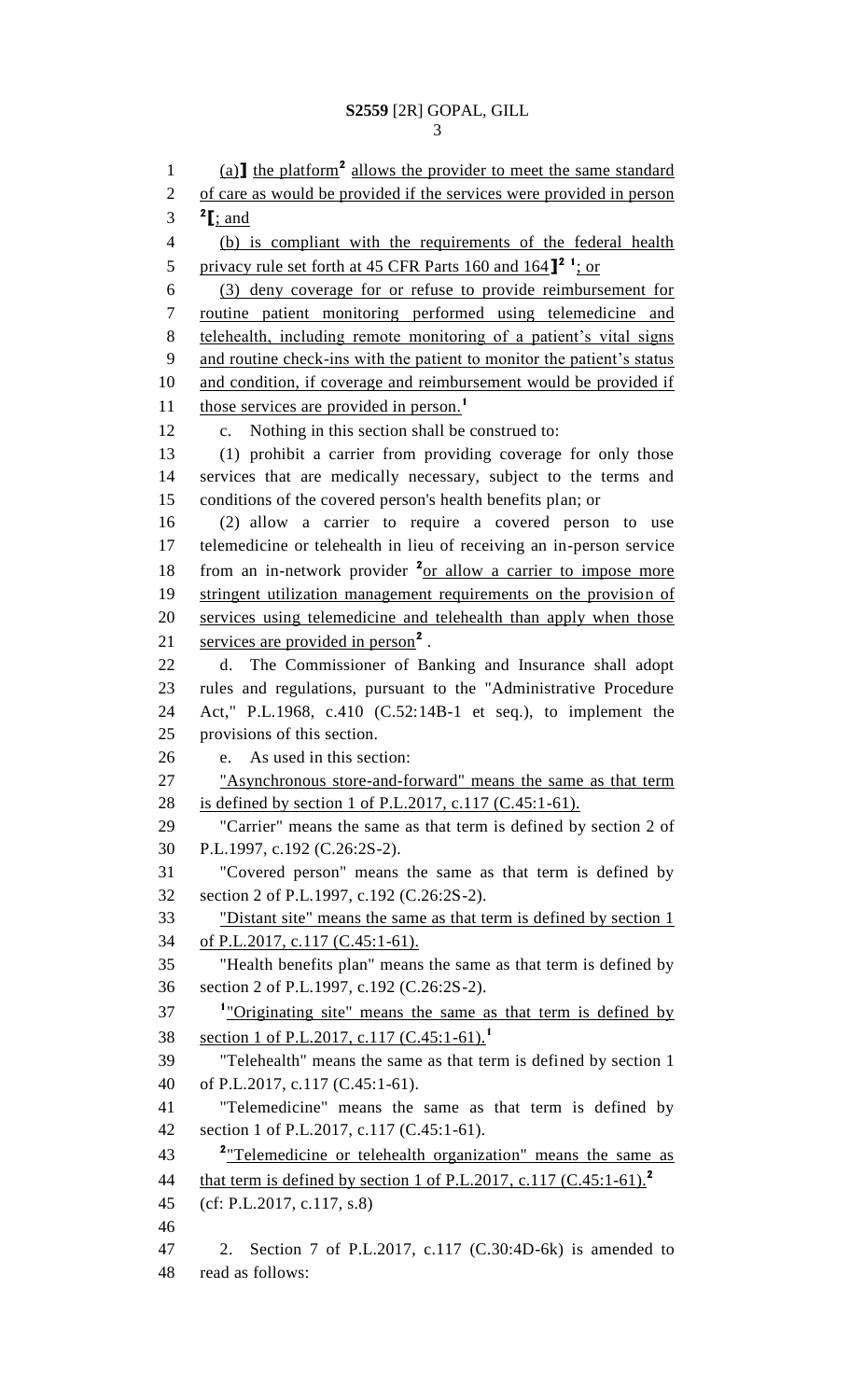(a)] the platform² allows the provider to meet the same standard of care as would be provided if the services were provided in person ²[; and

(b) is compliant with the requirements of the federal health privacy rule set forth at 45 CFR Parts 160 and 164]² ¹; or

(3) deny coverage for or refuse to provide reimbursement for routine patient monitoring performed using telemedicine and telehealth, including remote monitoring of a patient's vital signs and routine check-ins with the patient to monitor the patient's status and condition, if coverage and reimbursement would be provided if those services are provided in person.¹

c. Nothing in this section shall be construed to:

(1) prohibit a carrier from providing coverage for only those services that are medically necessary, subject to the terms and conditions of the covered person's health benefits plan; or

(2) allow a carrier to require a covered person to use telemedicine or telehealth in lieu of receiving an in-person service from an in-network provider ²or allow a carrier to impose more stringent utilization management requirements on the provision of services using telemedicine and telehealth than apply when those services are provided in person² .

d. The Commissioner of Banking and Insurance shall adopt rules and regulations, pursuant to the "Administrative Procedure Act," P.L.1968, c.410 (C.52:14B-1 et seq.), to implement the provisions of this section.

e. As used in this section:

"Asynchronous store-and-forward" means the same as that term is defined by section 1 of P.L.2017, c.117 (C.45:1-61).

"Carrier" means the same as that term is defined by section 2 of P.L.1997, c.192 (C.26:2S-2).

"Covered person" means the same as that term is defined by section 2 of P.L.1997, c.192 (C.26:2S-2).

"Distant site" means the same as that term is defined by section 1 of P.L.2017, c.117 (C.45:1-61).

"Health benefits plan" means the same as that term is defined by section 2 of P.L.1997, c.192 (C.26:2S-2).

¹"Originating site" means the same as that term is defined by section 1 of P.L.2017, c.117 (C.45:1-61).¹

"Telehealth" means the same as that term is defined by section 1 of P.L.2017, c.117 (C.45:1-61).

"Telemedicine" means the same as that term is defined by section 1 of P.L.2017, c.117 (C.45:1-61).

²"Telemedicine or telehealth organization" means the same as that term is defined by section 1 of P.L.2017, c.117 (C.45:1-61).²

(cf: P.L.2017, c.117, s.8)

2. Section 7 of P.L.2017, c.117 (C.30:4D-6k) is amended to read as follows: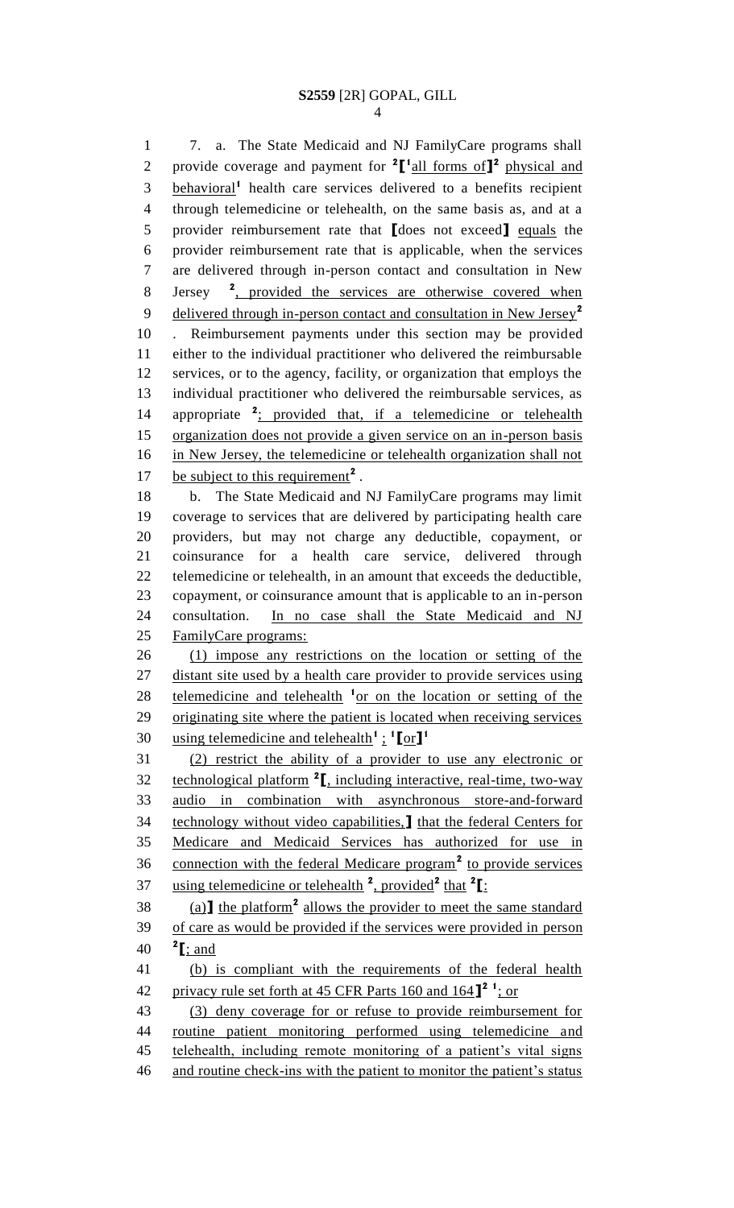7. a. The State Medicaid and NJ FamilyCare programs shall provide coverage and payment for [2][[1]all forms of][2] physical and behavioral[1] health care services delivered to a benefits recipient through telemedicine or telehealth, on the same basis as, and at a provider reimbursement rate that [does not exceed] equals the provider reimbursement rate that is applicable, when the services are delivered through in-person contact and consultation in New Jersey [2], provided the services are otherwise covered when delivered through in-person contact and consultation in New Jersey[2]. Reimbursement payments under this section may be provided either to the individual practitioner who delivered the reimbursable services, or to the agency, facility, or organization that employs the individual practitioner who delivered the reimbursable services, as appropriate [2]; provided that, if a telemedicine or telehealth organization does not provide a given service on an in-person basis in New Jersey, the telemedicine or telehealth organization shall not be subject to this requirement[2].

b. The State Medicaid and NJ FamilyCare programs may limit coverage to services that are delivered by participating health care providers, but may not charge any deductible, copayment, or coinsurance for a health care service, delivered through telemedicine or telehealth, in an amount that exceeds the deductible, copayment, or coinsurance amount that is applicable to an in-person consultation. In no case shall the State Medicaid and NJ FamilyCare programs:

(1) impose any restrictions on the location or setting of the distant site used by a health care provider to provide services using telemedicine and telehealth [1]or on the location or setting of the originating site where the patient is located when receiving services using telemedicine and telehealth[1] ; [1][or][1]

(2) restrict the ability of a provider to use any electronic or technological platform [2][, including interactive, real-time, two-way audio in combination with asynchronous store-and-forward technology without video capabilities,] that the federal Centers for Medicare and Medicaid Services has authorized for use in connection with the federal Medicare program[2] to provide services using telemedicine or telehealth [2], provided[2] that [2][:

(a)] the platform[2] allows the provider to meet the same standard of care as would be provided if the services were provided in person [2][; and

(b) is compliant with the requirements of the federal health privacy rule set forth at 45 CFR Parts 160 and 164][2] [1]; or

(3) deny coverage for or refuse to provide reimbursement for routine patient monitoring performed using telemedicine and telehealth, including remote monitoring of a patient's vital signs and routine check-ins with the patient to monitor the patient's status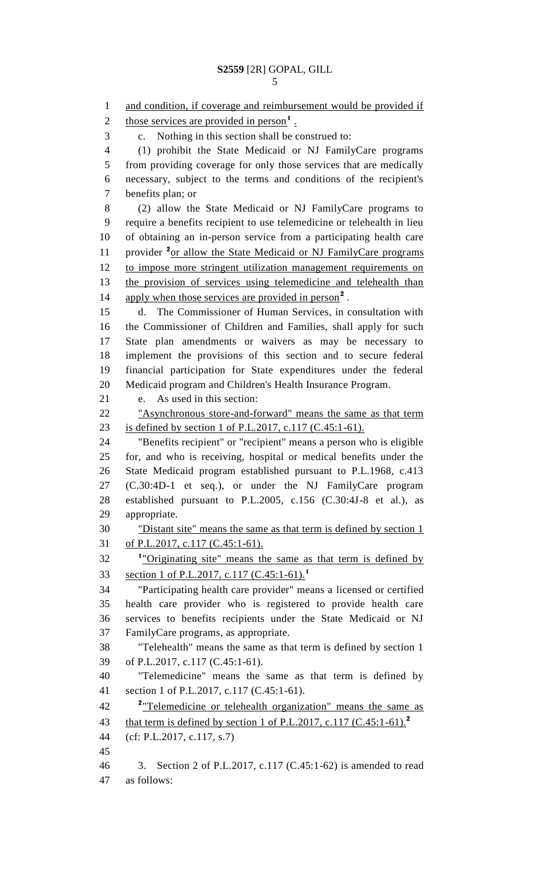and condition, if coverage and reimbursement would be provided if those services are provided in person[1] .

c. Nothing in this section shall be construed to:

(1) prohibit the State Medicaid or NJ FamilyCare programs from providing coverage for only those services that are medically necessary, subject to the terms and conditions of the recipient's benefits plan; or

(2) allow the State Medicaid or NJ FamilyCare programs to require a benefits recipient to use telemedicine or telehealth in lieu of obtaining an in-person service from a participating health care provider [2]or allow the State Medicaid or NJ FamilyCare programs to impose more stringent utilization management requirements on the provision of services using telemedicine and telehealth than apply when those services are provided in person[2] .

d. The Commissioner of Human Services, in consultation with the Commissioner of Children and Families, shall apply for such State plan amendments or waivers as may be necessary to implement the provisions of this section and to secure federal financial participation for State expenditures under the federal Medicaid program and Children's Health Insurance Program.

e. As used in this section:

"Asynchronous store-and-forward" means the same as that term is defined by section 1 of P.L.2017, c.117 (C.45:1-61).

"Benefits recipient" or "recipient" means a person who is eligible for, and who is receiving, hospital or medical benefits under the State Medicaid program established pursuant to P.L.1968, c.413 (C.30:4D-1 et seq.), or under the NJ FamilyCare program established pursuant to P.L.2005, c.156 (C.30:4J-8 et al.), as appropriate.

"Distant site" means the same as that term is defined by section 1 of P.L.2017, c.117 (C.45:1-61).

[1]"Originating site" means the same as that term is defined by section 1 of P.L.2017, c.117 (C.45:1-61).[1]

"Participating health care provider" means a licensed or certified health care provider who is registered to provide health care services to benefits recipients under the State Medicaid or NJ FamilyCare programs, as appropriate.

"Telehealth" means the same as that term is defined by section 1 of P.L.2017, c.117 (C.45:1-61).

"Telemedicine" means the same as that term is defined by section 1 of P.L.2017, c.117 (C.45:1-61).

[2]"Telemedicine or telehealth organization" means the same as that term is defined by section 1 of P.L.2017, c.117 (C.45:1-61).[2]

(cf: P.L.2017, c.117, s.7)

3. Section 2 of P.L.2017, c.117 (C.45:1-62) is amended to read as follows: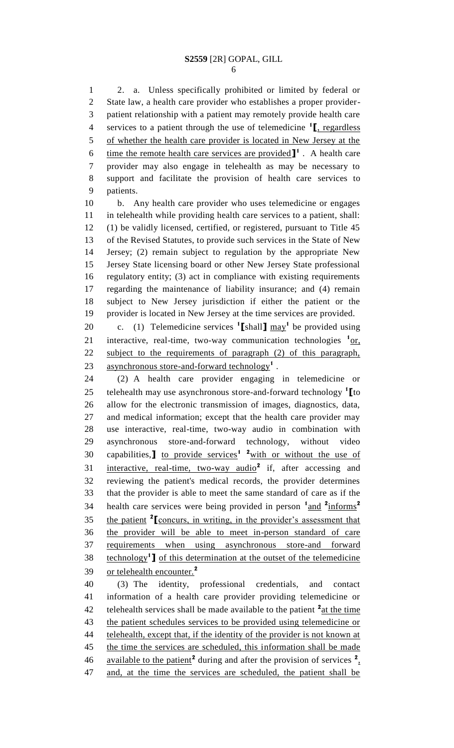2. a. Unless specifically prohibited or limited by federal or State law, a health care provider who establishes a proper provider-patient relationship with a patient may remotely provide health care services to a patient through the use of telemedicine [1][, regardless of whether the health care provider is located in New Jersey at the time the remote health care services are provided][1] . A health care provider may also engage in telehealth as may be necessary to support and facilitate the provision of health care services to patients.

b. Any health care provider who uses telemedicine or engages in telehealth while providing health care services to a patient, shall: (1) be validly licensed, certified, or registered, pursuant to Title 45 of the Revised Statutes, to provide such services in the State of New Jersey; (2) remain subject to regulation by the appropriate New Jersey State licensing board or other New Jersey State professional regulatory entity; (3) act in compliance with existing requirements regarding the maintenance of liability insurance; and (4) remain subject to New Jersey jurisdiction if either the patient or the provider is located in New Jersey at the time services are provided.

c. (1) Telemedicine services [1][shall] may[1] be provided using interactive, real-time, two-way communication technologies [1]or, subject to the requirements of paragraph (2) of this paragraph, asynchronous store-and-forward technology[1] .

(2) A health care provider engaging in telemedicine or telehealth may use asynchronous store-and-forward technology [1][to allow for the electronic transmission of images, diagnostics, data, and medical information; except that the health care provider may use interactive, real-time, two-way audio in combination with asynchronous store-and-forward technology, without video capabilities,] to provide services[1] [2]with or without the use of interactive, real-time, two-way audio[2] if, after accessing and reviewing the patient's medical records, the provider determines that the provider is able to meet the same standard of care as if the health care services were being provided in person [1]and [2]informs[2] the patient [2][concurs, in writing, in the provider's assessment that the provider will be able to meet in-person standard of care requirements when using asynchronous store-and forward technology[1]] of this determination at the outset of the telemedicine or telehealth encounter.[2]

(3) The identity, professional credentials, and contact information of a health care provider providing telemedicine or telehealth services shall be made available to the patient [2]at the time the patient schedules services to be provided using telemedicine or telehealth, except that, if the identity of the provider is not known at the time the services are scheduled, this information shall be made available to the patient[2] during and after the provision of services [2], and, at the time the services are scheduled, the patient shall be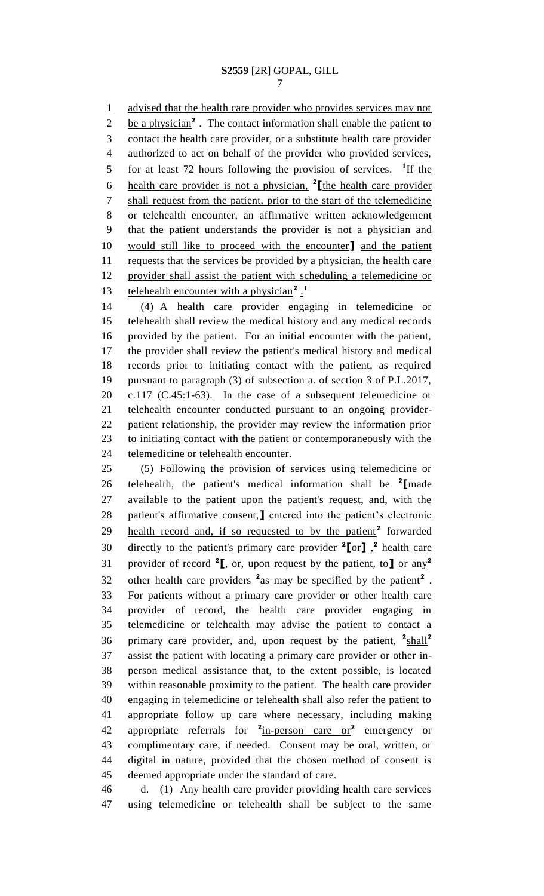advised that the health care provider who provides services may not be a physician[2] . The contact information shall enable the patient to contact the health care provider, or a substitute health care provider authorized to act on behalf of the provider who provided services, for at least 72 hours following the provision of services. [1]If the health care provider is not a physician, [2]【the health care provider shall request from the patient, prior to the start of the telemedicine or telehealth encounter, an affirmative written acknowledgement that the patient understands the provider is not a physician and would still like to proceed with the encounter】 and the patient requests that the services be provided by a physician, the health care provider shall assist the patient with scheduling a telemedicine or telehealth encounter with a physician[2] .[1]

(4) A health care provider engaging in telemedicine or telehealth shall review the medical history and any medical records provided by the patient. For an initial encounter with the patient, the provider shall review the patient's medical history and medical records prior to initiating contact with the patient, as required pursuant to paragraph (3) of subsection a. of section 3 of P.L.2017, c.117 (C.45:1-63). In the case of a subsequent telemedicine or telehealth encounter conducted pursuant to an ongoing provider-patient relationship, the provider may review the information prior to initiating contact with the patient or contemporaneously with the telemedicine or telehealth encounter.

(5) Following the provision of services using telemedicine or telehealth, the patient's medical information shall be [2]【made available to the patient upon the patient's request, and, with the patient's affirmative consent,】 entered into the patient's electronic health record and, if so requested to by the patient[2] forwarded directly to the patient's primary care provider [2]【or】 ,[2] health care provider of record [2]【, or, upon request by the patient, to】 or any[2] other health care providers [2]as may be specified by the patient[2] . For patients without a primary care provider or other health care provider of record, the health care provider engaging in telemedicine or telehealth may advise the patient to contact a primary care provider, and, upon request by the patient, [2]shall[2] assist the patient with locating a primary care provider or other in-person medical assistance that, to the extent possible, is located within reasonable proximity to the patient. The health care provider engaging in telemedicine or telehealth shall also refer the patient to appropriate follow up care where necessary, including making appropriate referrals for [2]in-person care or[2] emergency or complimentary care, if needed. Consent may be oral, written, or digital in nature, provided that the chosen method of consent is deemed appropriate under the standard of care.

d. (1) Any health care provider providing health care services using telemedicine or telehealth shall be subject to the same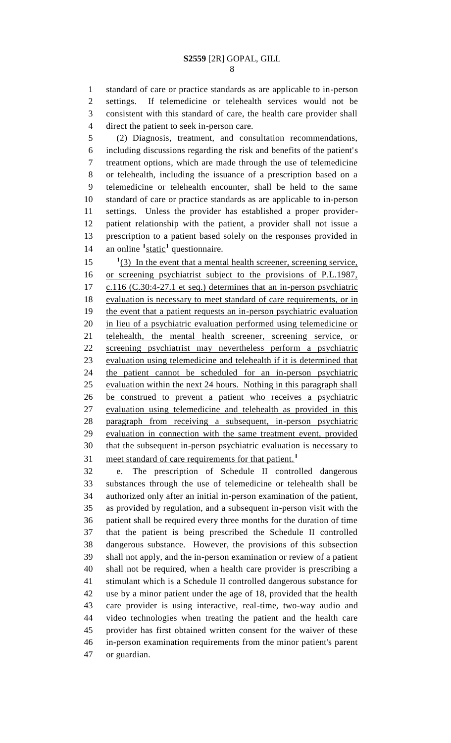standard of care or practice standards as are applicable to in-person settings. If telemedicine or telehealth services would not be consistent with this standard of care, the health care provider shall direct the patient to seek in-person care.

(2) Diagnosis, treatment, and consultation recommendations, including discussions regarding the risk and benefits of the patient's treatment options, which are made through the use of telemedicine or telehealth, including the issuance of a prescription based on a telemedicine or telehealth encounter, shall be held to the same standard of care or practice standards as are applicable to in-person settings. Unless the provider has established a proper provider-patient relationship with the patient, a provider shall not issue a prescription to a patient based solely on the responses provided in an online [1]static[1] questionnaire.

[1](3) In the event that a mental health screener, screening service, or screening psychiatrist subject to the provisions of P.L.1987, c.116 (C.30:4-27.1 et seq.) determines that an in-person psychiatric evaluation is necessary to meet standard of care requirements, or in the event that a patient requests an in-person psychiatric evaluation in lieu of a psychiatric evaluation performed using telemedicine or telehealth, the mental health screener, screening service, or screening psychiatrist may nevertheless perform a psychiatric evaluation using telemedicine and telehealth if it is determined that the patient cannot be scheduled for an in-person psychiatric evaluation within the next 24 hours. Nothing in this paragraph shall be construed to prevent a patient who receives a psychiatric evaluation using telemedicine and telehealth as provided in this paragraph from receiving a subsequent, in-person psychiatric evaluation in connection with the same treatment event, provided that the subsequent in-person psychiatric evaluation is necessary to meet standard of care requirements for that patient.[1]

e. The prescription of Schedule II controlled dangerous substances through the use of telemedicine or telehealth shall be authorized only after an initial in-person examination of the patient, as provided by regulation, and a subsequent in-person visit with the patient shall be required every three months for the duration of time that the patient is being prescribed the Schedule II controlled dangerous substance. However, the provisions of this subsection shall not apply, and the in-person examination or review of a patient shall not be required, when a health care provider is prescribing a stimulant which is a Schedule II controlled dangerous substance for use by a minor patient under the age of 18, provided that the health care provider is using interactive, real-time, two-way audio and video technologies when treating the patient and the health care provider has first obtained written consent for the waiver of these in-person examination requirements from the minor patient's parent or guardian.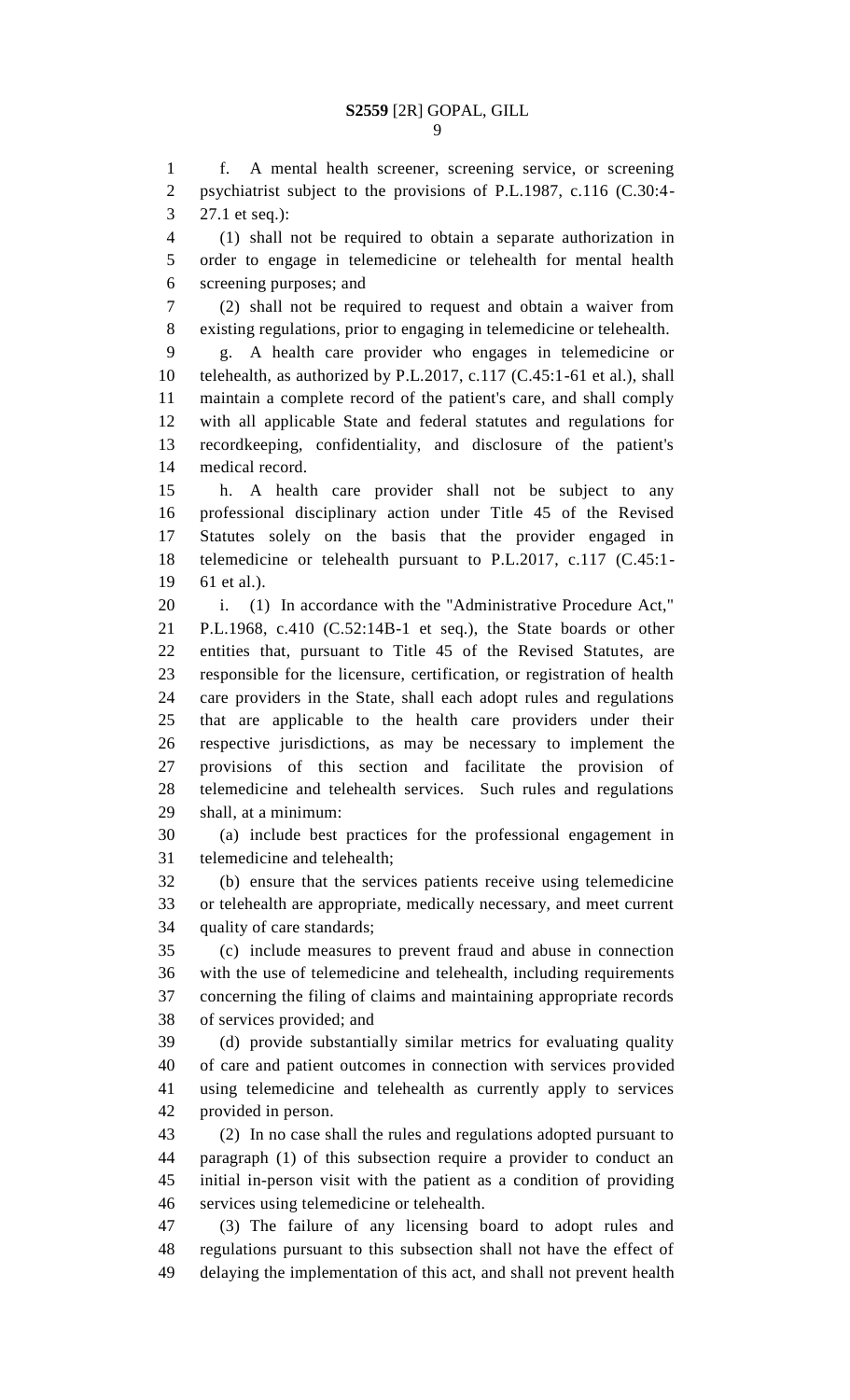f. A mental health screener, screening service, or screening psychiatrist subject to the provisions of P.L.1987, c.116 (C.30:4-27.1 et seq.):

(1) shall not be required to obtain a separate authorization in order to engage in telemedicine or telehealth for mental health screening purposes; and

(2) shall not be required to request and obtain a waiver from existing regulations, prior to engaging in telemedicine or telehealth.

g. A health care provider who engages in telemedicine or telehealth, as authorized by P.L.2017, c.117 (C.45:1-61 et al.), shall maintain a complete record of the patient's care, and shall comply with all applicable State and federal statutes and regulations for recordkeeping, confidentiality, and disclosure of the patient's medical record.

h. A health care provider shall not be subject to any professional disciplinary action under Title 45 of the Revised Statutes solely on the basis that the provider engaged in telemedicine or telehealth pursuant to P.L.2017, c.117 (C.45:1-61 et al.).

i. (1) In accordance with the "Administrative Procedure Act," P.L.1968, c.410 (C.52:14B-1 et seq.), the State boards or other entities that, pursuant to Title 45 of the Revised Statutes, are responsible for the licensure, certification, or registration of health care providers in the State, shall each adopt rules and regulations that are applicable to the health care providers under their respective jurisdictions, as may be necessary to implement the provisions of this section and facilitate the provision of telemedicine and telehealth services. Such rules and regulations shall, at a minimum:

(a) include best practices for the professional engagement in telemedicine and telehealth;

(b) ensure that the services patients receive using telemedicine or telehealth are appropriate, medically necessary, and meet current quality of care standards;

(c) include measures to prevent fraud and abuse in connection with the use of telemedicine and telehealth, including requirements concerning the filing of claims and maintaining appropriate records of services provided; and

(d) provide substantially similar metrics for evaluating quality of care and patient outcomes in connection with services provided using telemedicine and telehealth as currently apply to services provided in person.

(2) In no case shall the rules and regulations adopted pursuant to paragraph (1) of this subsection require a provider to conduct an initial in-person visit with the patient as a condition of providing services using telemedicine or telehealth.

(3) The failure of any licensing board to adopt rules and regulations pursuant to this subsection shall not have the effect of delaying the implementation of this act, and shall not prevent health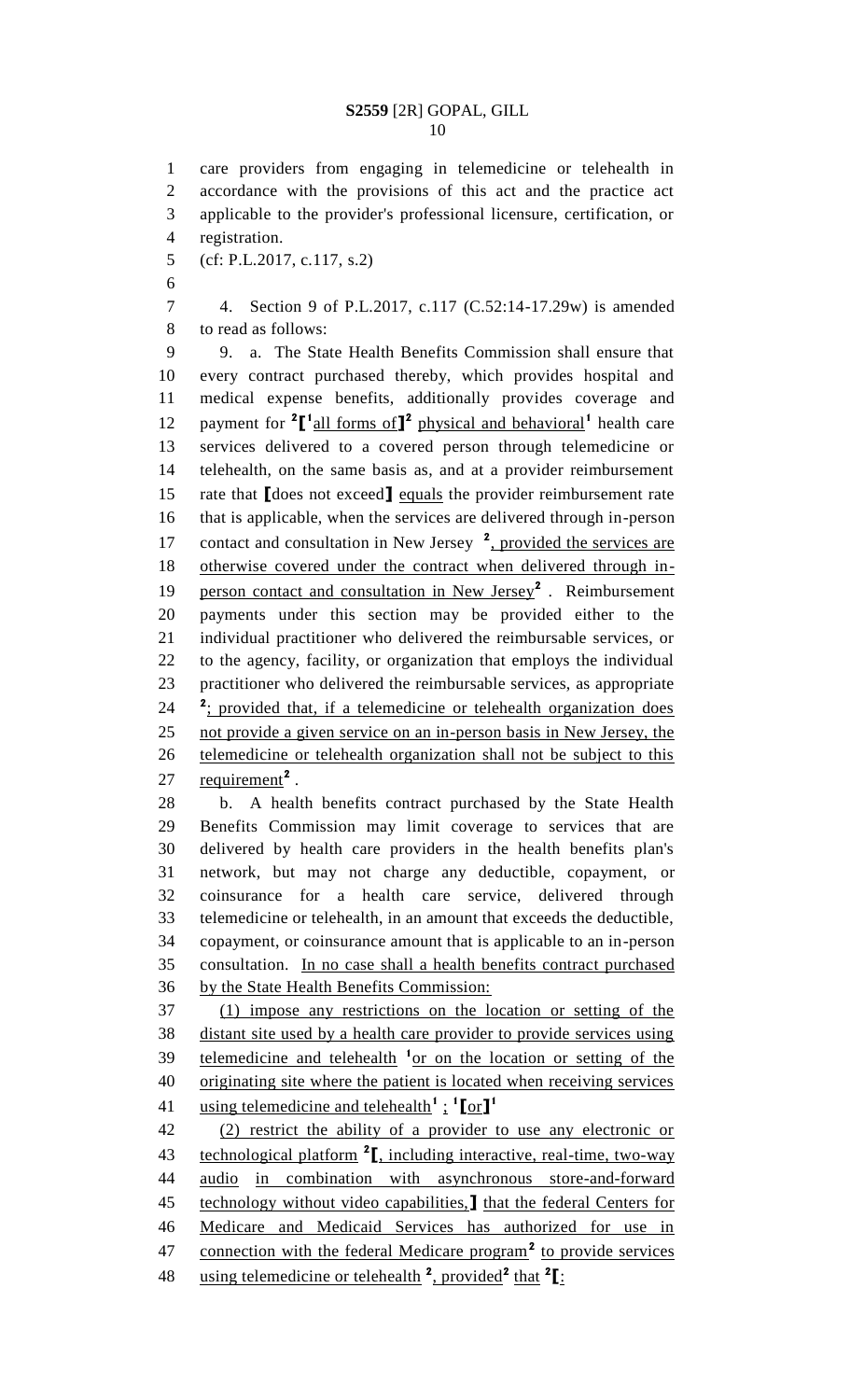care providers from engaging in telemedicine or telehealth in accordance with the provisions of this act and the practice act applicable to the provider's professional licensure, certification, or registration.

(cf: P.L.2017, c.117, s.2)

4. Section 9 of P.L.2017, c.117 (C.52:14-17.29w) is amended to read as follows:

9. a. The State Health Benefits Commission shall ensure that every contract purchased thereby, which provides hospital and medical expense benefits, additionally provides coverage and payment for [2][1]⟦[1]all forms of⟧[2] physical and behavioral[1] health care services delivered to a covered person through telemedicine or telehealth, on the same basis as, and at a provider reimbursement rate that ⟦does not exceed⟧ equals the provider reimbursement rate that is applicable, when the services are delivered through in-person contact and consultation in New Jersey [2], provided the services are otherwise covered under the contract when delivered through in-person contact and consultation in New Jersey[2] . Reimbursement payments under this section may be provided either to the individual practitioner who delivered the reimbursable services, or to the agency, facility, or organization that employs the individual practitioner who delivered the reimbursable services, as appropriate [2]; provided that, if a telemedicine or telehealth organization does not provide a given service on an in-person basis in New Jersey, the telemedicine or telehealth organization shall not be subject to this requirement[2] .

b. A health benefits contract purchased by the State Health Benefits Commission may limit coverage to services that are delivered by health care providers in the health benefits plan's network, but may not charge any deductible, copayment, or coinsurance for a health care service, delivered through telemedicine or telehealth, in an amount that exceeds the deductible, copayment, or coinsurance amount that is applicable to an in-person consultation. In no case shall a health benefits contract purchased by the State Health Benefits Commission:

(1) impose any restrictions on the location or setting of the distant site used by a health care provider to provide services using telemedicine and telehealth [1]or on the location or setting of the originating site where the patient is located when receiving services using telemedicine and telehealth[1] ; [1]⟦or⟧[1]

(2) restrict the ability of a provider to use any electronic or technological platform [2]⟦, including interactive, real-time, two-way audio in combination with asynchronous store-and-forward technology without video capabilities,⟧ that the federal Centers for Medicare and Medicaid Services has authorized for use in connection with the federal Medicare program[2] to provide services using telemedicine or telehealth [2], provided[2] that [2]⟦: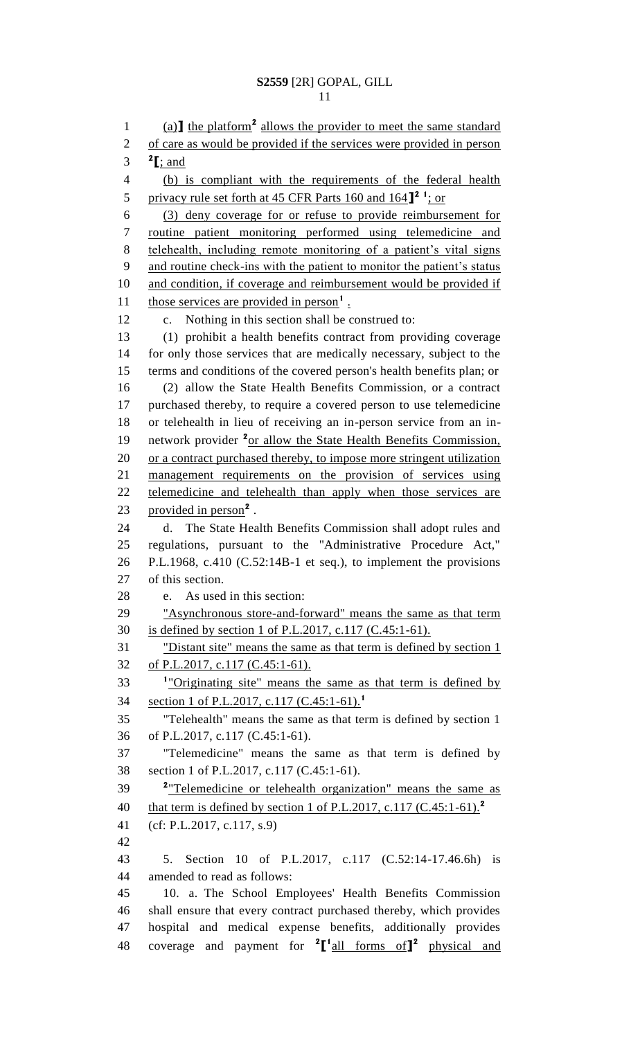(a)] the platform[2] allows the provider to meet the same standard of care as would be provided if the services were provided in person [2][; and

(b) is compliant with the requirements of the federal health privacy rule set forth at 45 CFR Parts 160 and 164][2] [1]; or

(3) deny coverage for or refuse to provide reimbursement for routine patient monitoring performed using telemedicine and telehealth, including remote monitoring of a patient's vital signs and routine check-ins with the patient to monitor the patient's status and condition, if coverage and reimbursement would be provided if those services are provided in person[1] .

c. Nothing in this section shall be construed to:

(1) prohibit a health benefits contract from providing coverage for only those services that are medically necessary, subject to the terms and conditions of the covered person's health benefits plan; or

(2) allow the State Health Benefits Commission, or a contract purchased thereby, to require a covered person to use telemedicine or telehealth in lieu of receiving an in-person service from an in-network provider [2]or allow the State Health Benefits Commission, or a contract purchased thereby, to impose more stringent utilization management requirements on the provision of services using telemedicine and telehealth than apply when those services are provided in person[2] .

d. The State Health Benefits Commission shall adopt rules and regulations, pursuant to the "Administrative Procedure Act," P.L.1968, c.410 (C.52:14B-1 et seq.), to implement the provisions of this section.

e. As used in this section:

"Asynchronous store-and-forward" means the same as that term is defined by section 1 of P.L.2017, c.117 (C.45:1-61).

"Distant site" means the same as that term is defined by section 1 of P.L.2017, c.117 (C.45:1-61).

[1]"Originating site" means the same as that term is defined by section 1 of P.L.2017, c.117 (C.45:1-61).[1]

"Telehealth" means the same as that term is defined by section 1 of P.L.2017, c.117 (C.45:1-61).

"Telemedicine" means the same as that term is defined by section 1 of P.L.2017, c.117 (C.45:1-61).

[2]"Telemedicine or telehealth organization" means the same as that term is defined by section 1 of P.L.2017, c.117 (C.45:1-61).[2]

(cf: P.L.2017, c.117, s.9)

5. Section 10 of P.L.2017, c.117 (C.52:14-17.46.6h) is amended to read as follows:

10. a. The School Employees' Health Benefits Commission shall ensure that every contract purchased thereby, which provides hospital and medical expense benefits, additionally provides coverage and payment for [2][[1]all forms of][2] physical and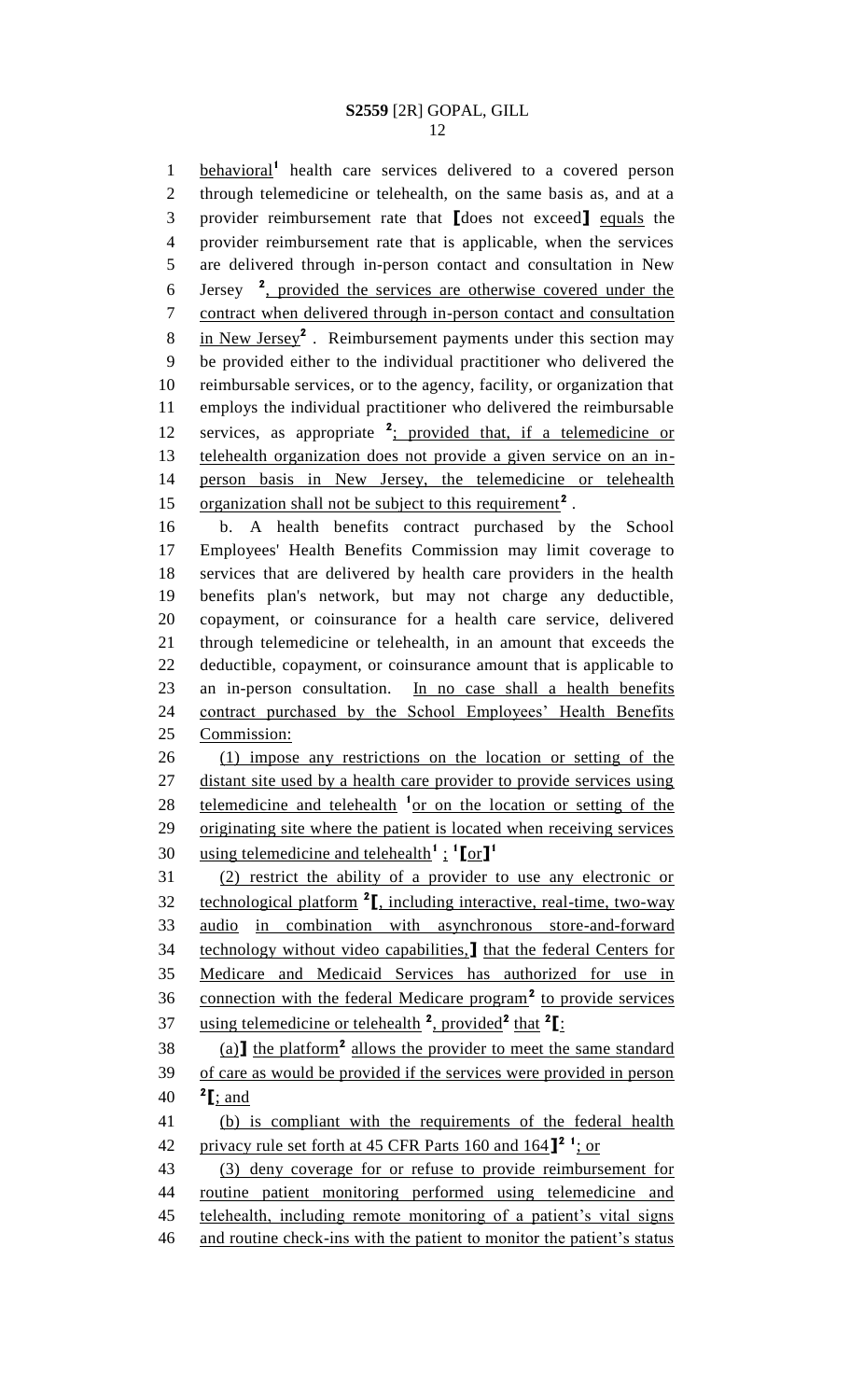behavioral[1] health care services delivered to a covered person through telemedicine or telehealth, on the same basis as, and at a provider reimbursement rate that [does not exceed] equals the provider reimbursement rate that is applicable, when the services are delivered through in-person contact and consultation in New Jersey [2], provided the services are otherwise covered under the contract when delivered through in-person contact and consultation in New Jersey[2] . Reimbursement payments under this section may be provided either to the individual practitioner who delivered the reimbursable services, or to the agency, facility, or organization that employs the individual practitioner who delivered the reimbursable services, as appropriate [2]; provided that, if a telemedicine or telehealth organization does not provide a given service on an in-person basis in New Jersey, the telemedicine or telehealth organization shall not be subject to this requirement[2] .

b. A health benefits contract purchased by the School Employees' Health Benefits Commission may limit coverage to services that are delivered by health care providers in the health benefits plan's network, but may not charge any deductible, copayment, or coinsurance for a health care service, delivered through telemedicine or telehealth, in an amount that exceeds the deductible, copayment, or coinsurance amount that is applicable to an in-person consultation. In no case shall a health benefits contract purchased by the School Employees' Health Benefits Commission:

(1) impose any restrictions on the location or setting of the distant site used by a health care provider to provide services using telemedicine and telehealth [1]or on the location or setting of the originating site where the patient is located when receiving services using telemedicine and telehealth[1] ; [1][or][1]

(2) restrict the ability of a provider to use any electronic or technological platform [2][, including interactive, real-time, two-way audio in combination with asynchronous store-and-forward technology without video capabilities,] that the federal Centers for Medicare and Medicaid Services has authorized for use in connection with the federal Medicare program[2] to provide services using telemedicine or telehealth [2], provided[2] that [2][:

(a)] the platform[2] allows the provider to meet the same standard of care as would be provided if the services were provided in person [2][; and

(b) is compliant with the requirements of the federal health privacy rule set forth at 45 CFR Parts 160 and 164][2] [1]; or

(3) deny coverage for or refuse to provide reimbursement for routine patient monitoring performed using telemedicine and telehealth, including remote monitoring of a patient's vital signs and routine check-ins with the patient to monitor the patient's status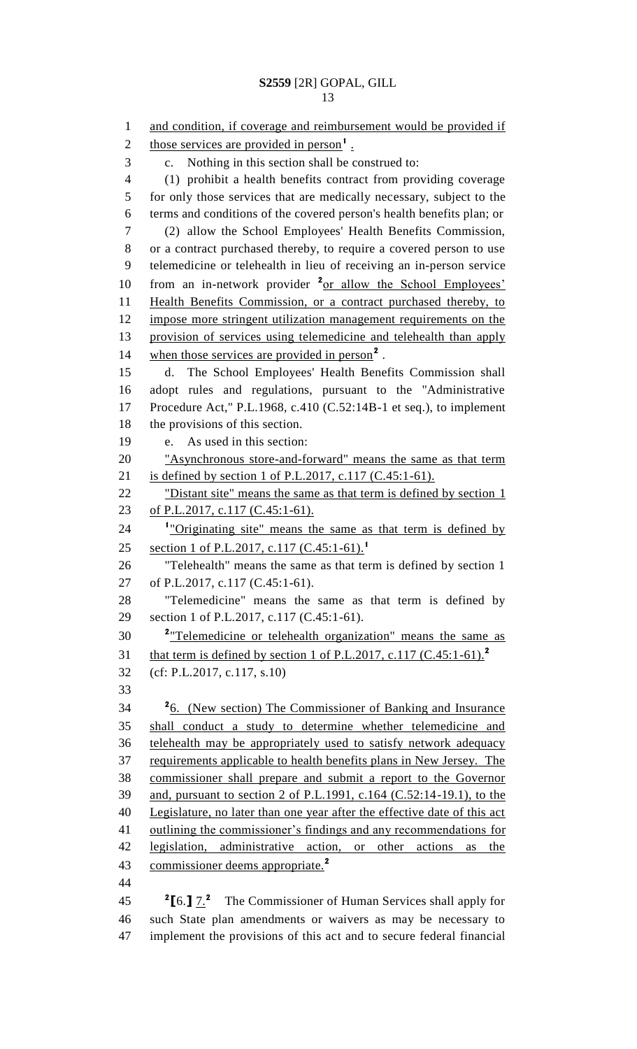and condition, if coverage and reimbursement would be provided if those services are provided in person[1] .

c. Nothing in this section shall be construed to:

(1) prohibit a health benefits contract from providing coverage for only those services that are medically necessary, subject to the terms and conditions of the covered person's health benefits plan; or

(2) allow the School Employees' Health Benefits Commission, or a contract purchased thereby, to require a covered person to use telemedicine or telehealth in lieu of receiving an in-person service from an in-network provider [2]or allow the School Employees' Health Benefits Commission, or a contract purchased thereby, to impose more stringent utilization management requirements on the provision of services using telemedicine and telehealth than apply when those services are provided in person[2] .

d. The School Employees' Health Benefits Commission shall adopt rules and regulations, pursuant to the "Administrative Procedure Act," P.L.1968, c.410 (C.52:14B-1 et seq.), to implement the provisions of this section.

e. As used in this section:

"Asynchronous store-and-forward" means the same as that term is defined by section 1 of P.L.2017, c.117 (C.45:1-61).

"Distant site" means the same as that term is defined by section 1 of P.L.2017, c.117 (C.45:1-61).

[1]"Originating site" means the same as that term is defined by section 1 of P.L.2017, c.117 (C.45:1-61).[1]

"Telehealth" means the same as that term is defined by section 1 of P.L.2017, c.117 (C.45:1-61).

"Telemedicine" means the same as that term is defined by section 1 of P.L.2017, c.117 (C.45:1-61).

[2]"Telemedicine or telehealth organization" means the same as that term is defined by section 1 of P.L.2017, c.117 (C.45:1-61).[2]

(cf: P.L.2017, c.117, s.10)

[2]6. (New section) The Commissioner of Banking and Insurance shall conduct a study to determine whether telemedicine and telehealth may be appropriately used to satisfy network adequacy requirements applicable to health benefits plans in New Jersey. The commissioner shall prepare and submit a report to the Governor and, pursuant to section 2 of P.L.1991, c.164 (C.52:14-19.1), to the Legislature, no later than one year after the effective date of this act outlining the commissioner's findings and any recommendations for legislation, administrative action, or other actions as the commissioner deems appropriate.[2]

[2][6.] 7.[2] The Commissioner of Human Services shall apply for such State plan amendments or waivers as may be necessary to implement the provisions of this act and to secure federal financial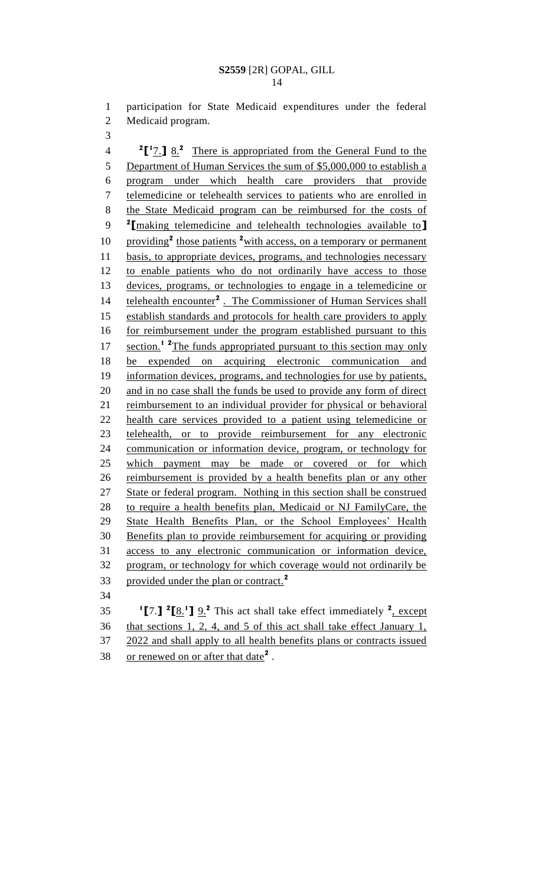participation for State Medicaid expenditures under the federal Medicaid program.

[2][[1]7.] 8.[2] There is appropriated from the General Fund to the Department of Human Services the sum of $5,000,000 to establish a program under which health care providers that provide telemedicine or telehealth services to patients who are enrolled in the State Medicaid program can be reimbursed for the costs of [2][making telemedicine and telehealth technologies available to] providing[2] those patients [2]with access, on a temporary or permanent basis, to appropriate devices, programs, and technologies necessary to enable patients who do not ordinarily have access to those devices, programs, or technologies to engage in a telemedicine or telehealth encounter[2] . The Commissioner of Human Services shall establish standards and protocols for health care providers to apply for reimbursement under the program established pursuant to this section.[1] [2]The funds appropriated pursuant to this section may only be expended on acquiring electronic communication and information devices, programs, and technologies for use by patients, and in no case shall the funds be used to provide any form of direct reimbursement to an individual provider for physical or behavioral health care services provided to a patient using telemedicine or telehealth, or to provide reimbursement for any electronic communication or information device, program, or technology for which payment may be made or covered or for which reimbursement is provided by a health benefits plan or any other State or federal program. Nothing in this section shall be construed to require a health benefits plan, Medicaid or NJ FamilyCare, the State Health Benefits Plan, or the School Employees' Health Benefits plan to provide reimbursement for acquiring or providing access to any electronic communication or information device, program, or technology for which coverage would not ordinarily be provided under the plan or contract.[2]

[1][7.] [2][8.[1]] 9.[2] This act shall take effect immediately [2], except that sections 1, 2, 4, and 5 of this act shall take effect January 1, 2022 and shall apply to all health benefits plans or contracts issued or renewed on or after that date[2] .